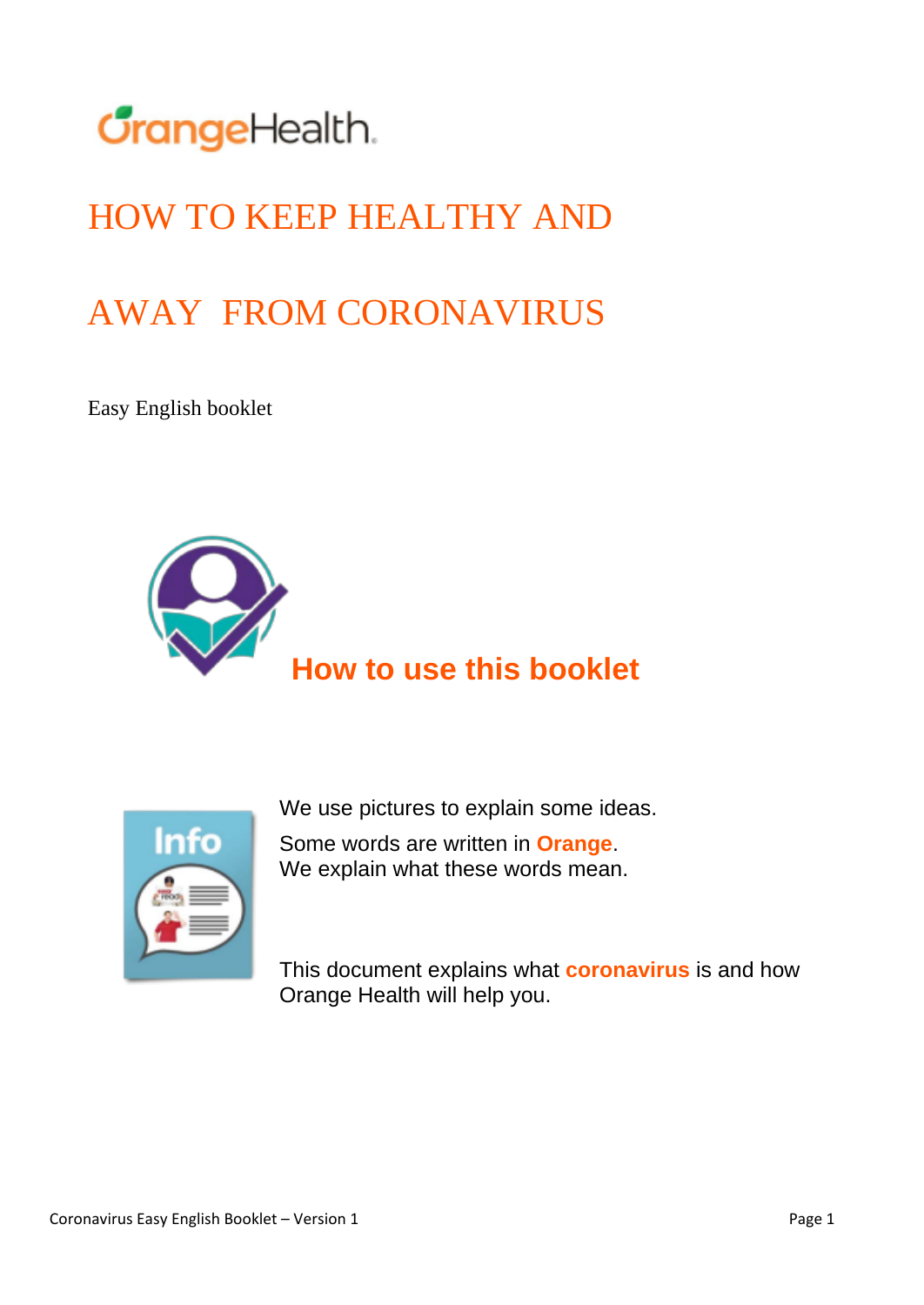# HOW TO KEEP HEALTHY AND AWAY FROM CORONAVIRUS

Easy English booklet

## How to use this booklet

We use pictures to explain some ideas.

Some words are written in **Orange**.
We explain what these words mean.

This document explains what **coronavirus** is and how Orange Health will help you.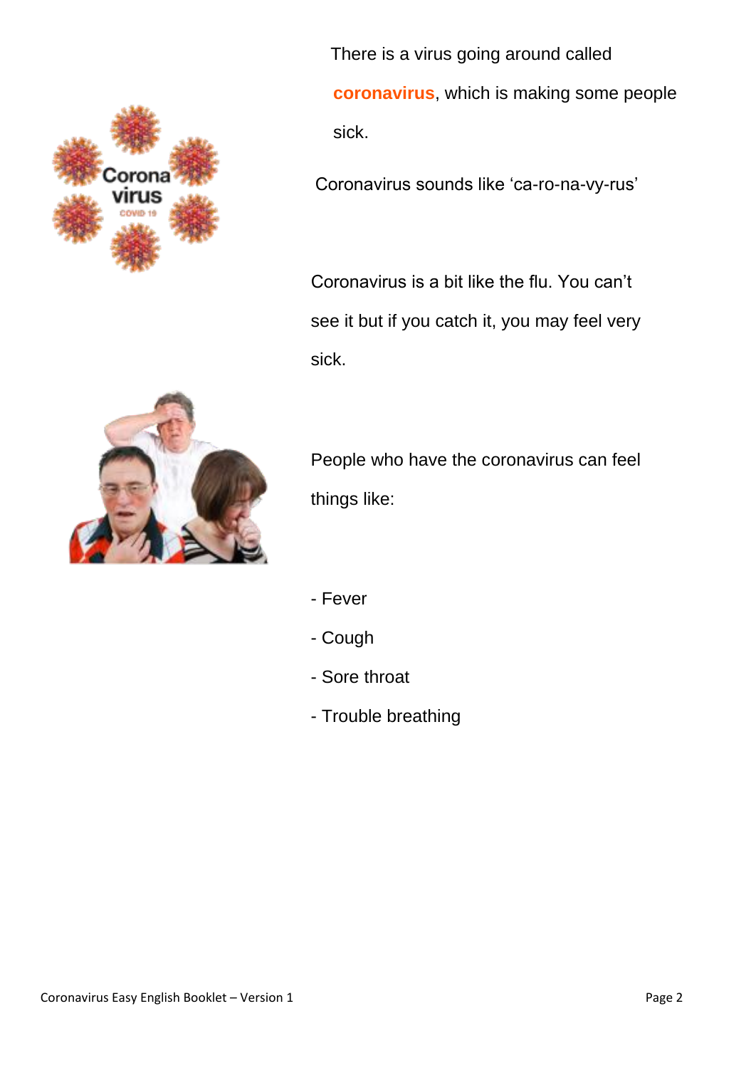There is a virus going around called **coronavirus**, which is making some people sick.

Coronavirus sounds like 'ca-ro-na-vy-rus'

Coronavirus is a bit like the flu. You can't see it but if you catch it, you may feel very sick.

People who have the coronavirus can feel things like:

- Fever
- Cough
- Sore throat
- Trouble breathing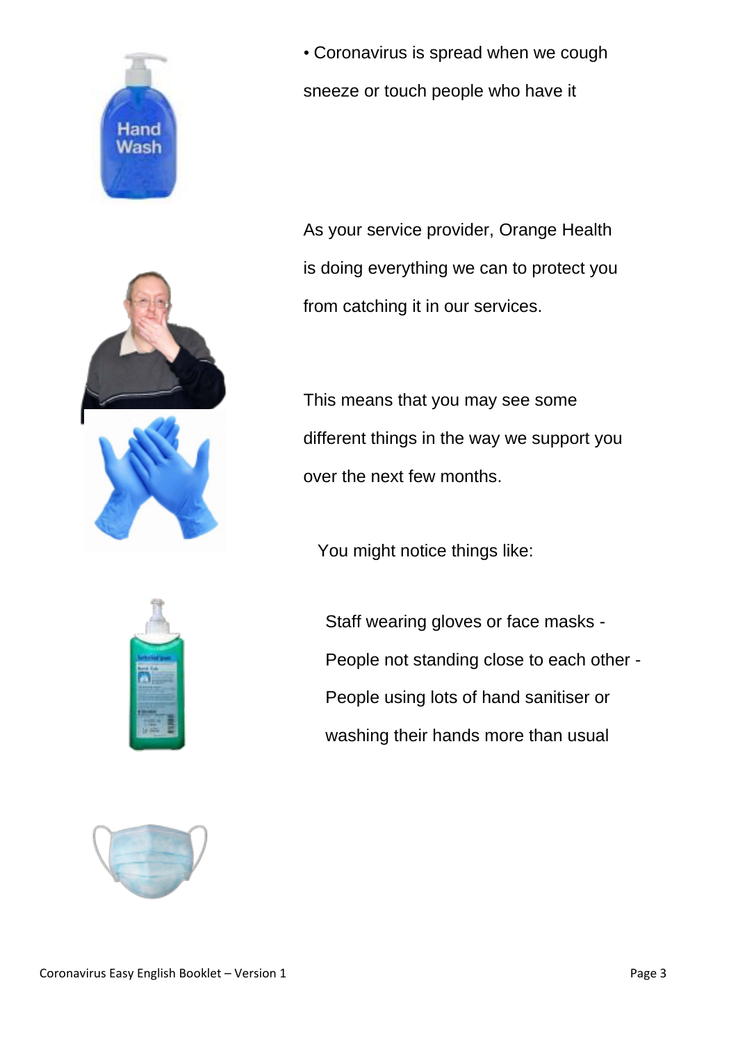- Coronavirus is spread when we cough sneeze or touch people who have it

As your service provider, Orange Health is doing everything we can to protect you from catching it in our services.

This means that you may see some different things in the way we support you over the next few months.

You might notice things like:

Staff wearing gloves or face masks -
People not standing close to each other -
People using lots of hand sanitiser or washing their hands more than usual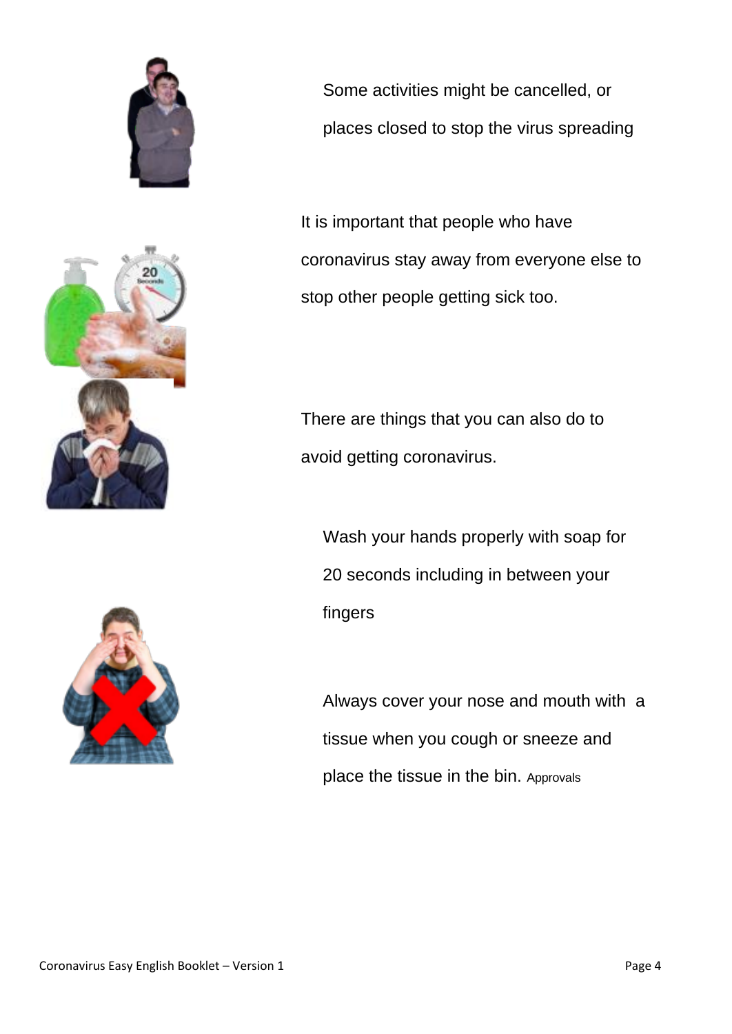Some activities might be cancelled, or places closed to stop the virus spreading

It is important that people who have coronavirus stay away from everyone else to stop other people getting sick too.

There are things that you can also do to avoid getting coronavirus.

Wash your hands properly with soap for 20 seconds including in between your fingers

Always cover your nose and mouth with a tissue when you cough or sneeze and place the tissue in the bin. Approvals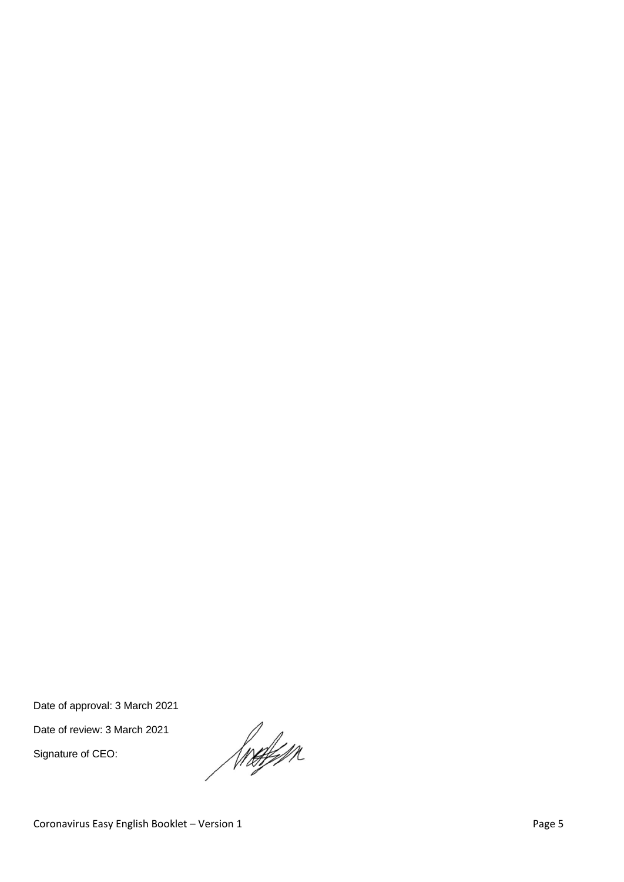Date of approval: 3 March 2021

Date of review: 3 March 2021

Signature of CEO: